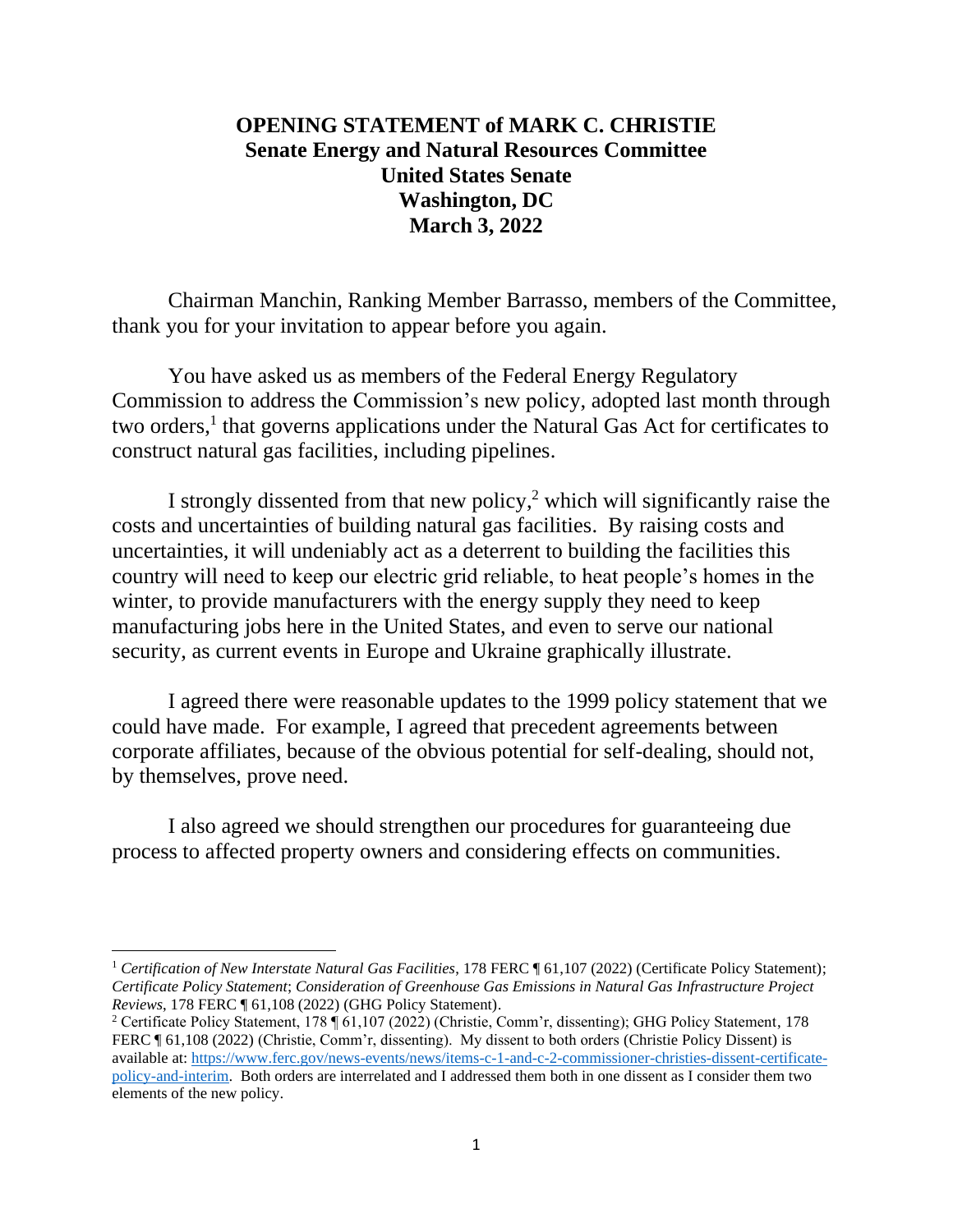**OPENING STATEMENT of MARK C. CHRISTIE**
**Senate Energy and Natural Resources Committee**
**United States Senate**
**Washington, DC**
**March 3, 2022**

Chairman Manchin, Ranking Member Barrasso, members of the Committee, thank you for your invitation to appear before you again.

You have asked us as members of the Federal Energy Regulatory Commission to address the Commission's new policy, adopted last month through two orders,[1] that governs applications under the Natural Gas Act for certificates to construct natural gas facilities, including pipelines.

I strongly dissented from that new policy,[2] which will significantly raise the costs and uncertainties of building natural gas facilities. By raising costs and uncertainties, it will undeniably act as a deterrent to building the facilities this country will need to keep our electric grid reliable, to heat people's homes in the winter, to provide manufacturers with the energy supply they need to keep manufacturing jobs here in the United States, and even to serve our national security, as current events in Europe and Ukraine graphically illustrate.

I agreed there were reasonable updates to the 1999 policy statement that we could have made. For example, I agreed that precedent agreements between corporate affiliates, because of the obvious potential for self-dealing, should not, by themselves, prove need.

I also agreed we should strengthen our procedures for guaranteeing due process to affected property owners and considering effects on communities.

---

[1] *Certification of New Interstate Natural Gas Facilities*, 178 FERC ¶ 61,107 (2022) (Certificate Policy Statement); *Certificate Policy Statement*; *Consideration of Greenhouse Gas Emissions in Natural Gas Infrastructure Project Reviews*, 178 FERC ¶ 61,108 (2022) (GHG Policy Statement).

[2] Certificate Policy Statement, 178 ¶ 61,107 (2022) (Christie, Comm'r, dissenting); GHG Policy Statement, 178 FERC ¶ 61,108 (2022) (Christie, Comm'r, dissenting). My dissent to both orders (Christie Policy Dissent) is available at: https://www.ferc.gov/news-events/news/items-c-1-and-c-2-commissioner-christies-dissent-certificate-policy-and-interim. Both orders are interrelated and I addressed them both in one dissent as I consider them two elements of the new policy.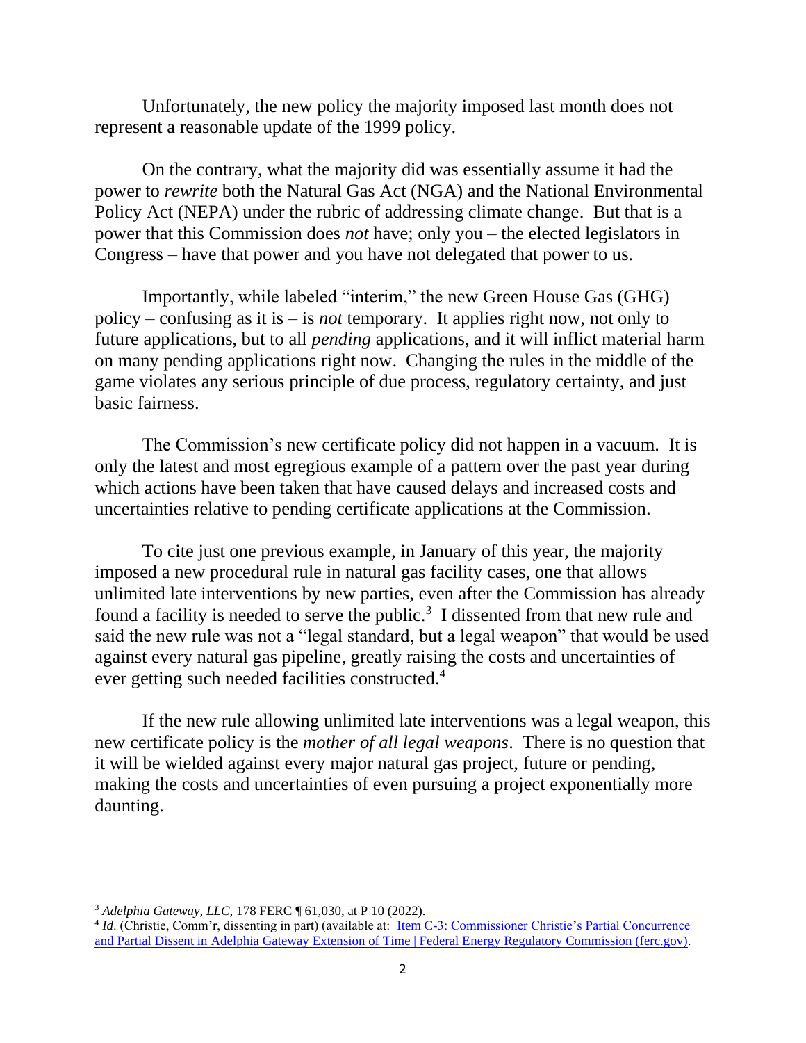Unfortunately, the new policy the majority imposed last month does not represent a reasonable update of the 1999 policy.

On the contrary, what the majority did was essentially assume it had the power to *rewrite* both the Natural Gas Act (NGA) and the National Environmental Policy Act (NEPA) under the rubric of addressing climate change. But that is a power that this Commission does *not* have; only you – the elected legislators in Congress – have that power and you have not delegated that power to us.

Importantly, while labeled "interim," the new Green House Gas (GHG) policy – confusing as it is – is *not* temporary. It applies right now, not only to future applications, but to all *pending* applications, and it will inflict material harm on many pending applications right now. Changing the rules in the middle of the game violates any serious principle of due process, regulatory certainty, and just basic fairness.

The Commission's new certificate policy did not happen in a vacuum. It is only the latest and most egregious example of a pattern over the past year during which actions have been taken that have caused delays and increased costs and uncertainties relative to pending certificate applications at the Commission.

To cite just one previous example, in January of this year, the majority imposed a new procedural rule in natural gas facility cases, one that allows unlimited late interventions by new parties, even after the Commission has already found a facility is needed to serve the public.[3] I dissented from that new rule and said the new rule was not a "legal standard, but a legal weapon" that would be used against every natural gas pipeline, greatly raising the costs and uncertainties of ever getting such needed facilities constructed.[4]

If the new rule allowing unlimited late interventions was a legal weapon, this new certificate policy is the *mother of all legal weapons*. There is no question that it will be wielded against every major natural gas project, future or pending, making the costs and uncertainties of even pursuing a project exponentially more daunting.

---

[3] *Adelphia Gateway, LLC*, 178 FERC ¶ 61,030, at P 10 (2022).

[4] *Id*. (Christie, Comm'r, dissenting in part) (available at: [Item C-3: Commissioner Christie's Partial Concurrence and Partial Dissent in Adelphia Gateway Extension of Time | Federal Energy Regulatory Commission (ferc.gov)](ferc.gov)).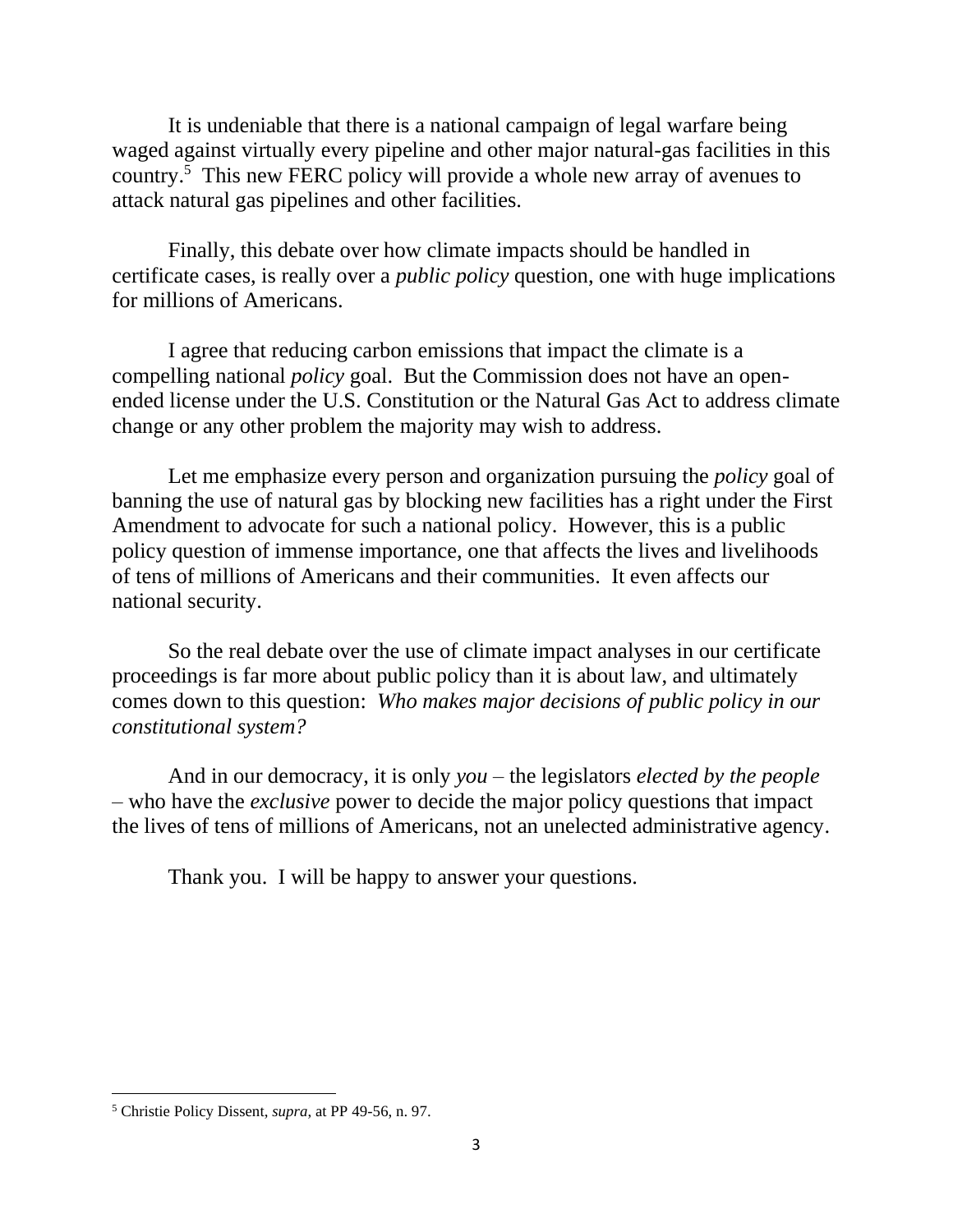It is undeniable that there is a national campaign of legal warfare being waged against virtually every pipeline and other major natural-gas facilities in this country.[5] This new FERC policy will provide a whole new array of avenues to attack natural gas pipelines and other facilities.

Finally, this debate over how climate impacts should be handled in certificate cases, is really over a *public policy* question, one with huge implications for millions of Americans.

I agree that reducing carbon emissions that impact the climate is a compelling national *policy* goal. But the Commission does not have an open-ended license under the U.S. Constitution or the Natural Gas Act to address climate change or any other problem the majority may wish to address.

Let me emphasize every person and organization pursuing the *policy* goal of banning the use of natural gas by blocking new facilities has a right under the First Amendment to advocate for such a national policy. However, this is a public policy question of immense importance, one that affects the lives and livelihoods of tens of millions of Americans and their communities. It even affects our national security.

So the real debate over the use of climate impact analyses in our certificate proceedings is far more about public policy than it is about law, and ultimately comes down to this question: *Who makes major decisions of public policy in our constitutional system?*

And in our democracy, it is only *you* – the legislators *elected by the people* – who have the *exclusive* power to decide the major policy questions that impact the lives of tens of millions of Americans, not an unelected administrative agency.

Thank you. I will be happy to answer your questions.

---

[5] Christie Policy Dissent, *supra*, at PP 49-56, n. 97.